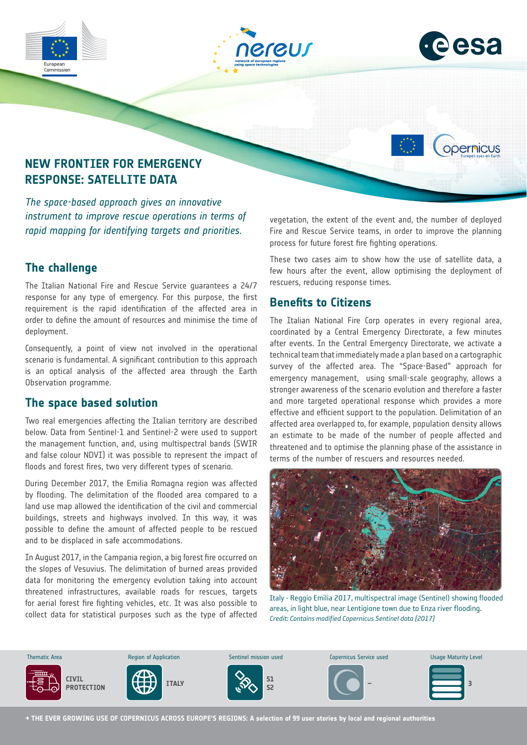# NEW FRONTIER FOR EMERGENCY RESPONSE: SATELLITE DATA

*The space-based approach gives an innovative instrument to improve rescue operations in terms of rapid mapping for identifying targets and priorities.*

## The challenge

The Italian National Fire and Rescue Service guarantees a 24/7 response for any type of emergency. For this purpose, the first requirement is the rapid identification of the affected area in order to define the amount of resources and minimise the time of deployment.

Consequently, a point of view not involved in the operational scenario is fundamental. A significant contribution to this approach is an optical analysis of the affected area through the Earth Observation programme.

## The space based solution

Two real emergencies affecting the Italian territory are described below. Data from Sentinel-1 and Sentinel-2 were used to support the management function, and, using multispectral bands (SWIR and false colour NDVI) it was possible to represent the impact of floods and forest fires, two very different types of scenario.

During December 2017, the Emilia Romagna region was affected by flooding. The delimitation of the flooded area compared to a land use map allowed the identification of the civil and commercial buildings, streets and highways involved. In this way, it was possible to define the amount of affected people to be rescued and to be displaced in safe accommodations.

In August 2017, in the Campania region, a big forest fire occurred on the slopes of Vesuvius. The delimitation of burned areas provided data for monitoring the emergency evolution taking into account threatened infrastructures, available roads for rescues, targets for aerial forest fire fighting vehicles, etc. It was also possible to collect data for statistical purposes such as the type of affected vegetation, the extent of the event and, the number of deployed Fire and Rescue Service teams, in order to improve the planning process for future forest fire fighting operations.

These two cases aim to show how the use of satellite data, a few hours after the event, allow optimising the deployment of rescuers, reducing response times.

## Benefits to Citizens

The Italian National Fire Corp operates in every regional area, coordinated by a Central Emergency Directorate, a few minutes after events. In the Central Emergency Directorate, we activate a technical team that immediately made a plan based on a cartographic survey of the affected area. The "Space-Based" approach for emergency management, using small-scale geography, allows a stronger awareness of the scenario evolution and therefore a faster and more targeted operational response which provides a more effective and efficient support to the population. Delimitation of an affected area overlapped to, for example, population density allows an estimate to be made of the number of people affected and threatened and to optimise the planning phase of the assistance in terms of the number of rescuers and resources needed.

Italy - Reggio Emilia 2017, multispectral image (Sentinel) showing flooded areas, in light blue, near Lentigione town due to Enza river flooding.
*Credit: Contains modified Copernicus Sentinel data [2017]*

| Thematic Area | Region of Application | Sentinel mission used | Copernicus Service used | Usage Maturity Level |
|---|---|---|---|---|
| CIVIL PROTECTION | ITALY | S1 S2 | – | 3 |

→ THE EVER GROWING USE OF COPERNICUS ACROSS EUROPE'S REGIONS: A selection of 99 user stories by local and regional authorities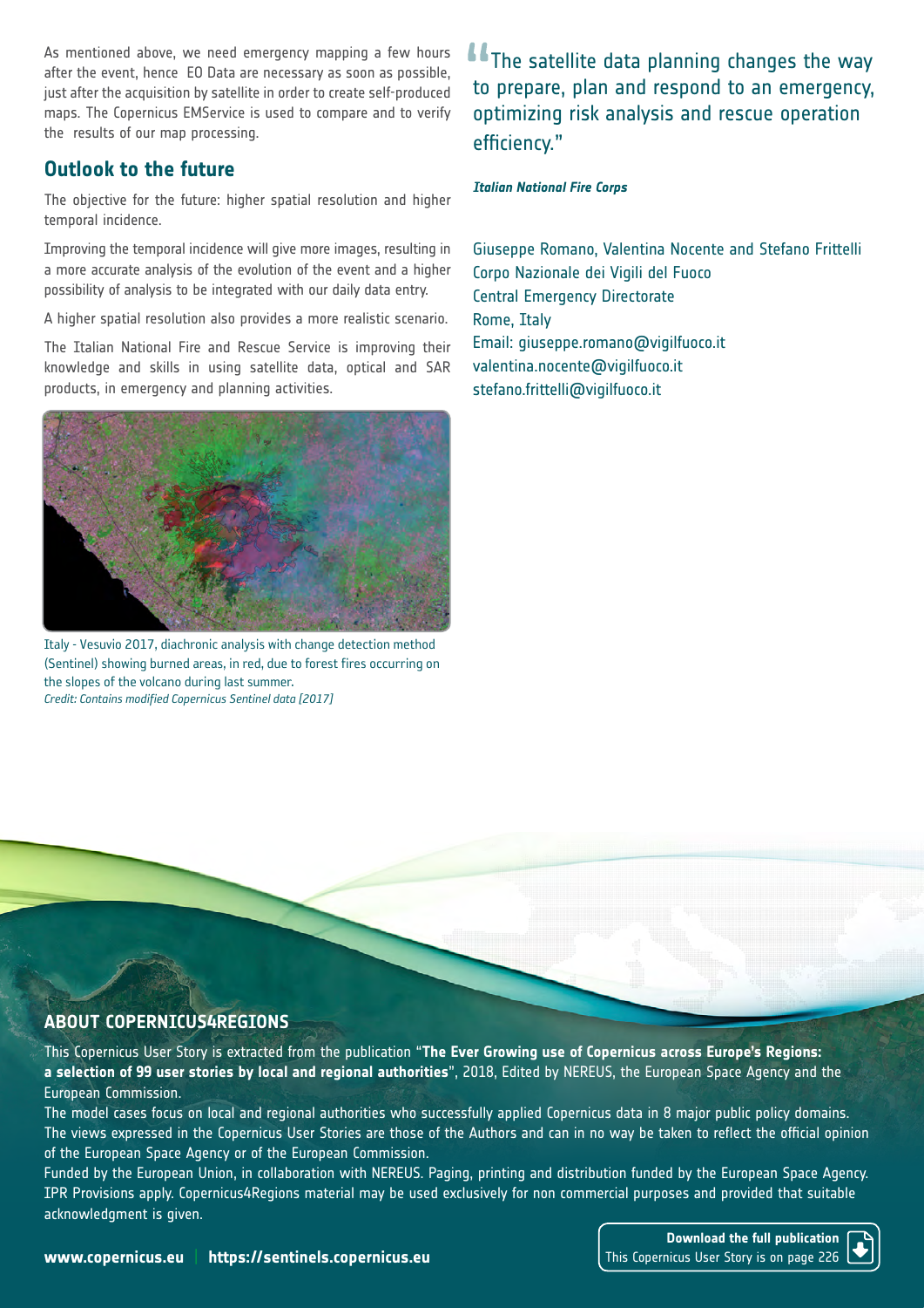As mentioned above, we need emergency mapping a few hours after the event, hence EO Data are necessary as soon as possible, just after the acquisition by satellite in order to create self-produced maps. The Copernicus EMService is used to compare and to verify the results of our map processing.

## Outlook to the future

The objective for the future: higher spatial resolution and higher temporal incidence.

Improving the temporal incidence will give more images, resulting in a more accurate analysis of the evolution of the event and a higher possibility of analysis to be integrated with our daily data entry.

A higher spatial resolution also provides a more realistic scenario.

The Italian National Fire and Rescue Service is improving their knowledge and skills in using satellite data, optical and SAR products, in emergency and planning activities.

Italy - Vesuvio 2017, diachronic analysis with change detection method (Sentinel) showing burned areas, in red, due to forest fires occurring on the slopes of the volcano during last summer.
*Credit: Contains modified Copernicus Sentinel data [2017]*

"The satellite data planning changes the way to prepare, plan and respond to an emergency, optimizing risk analysis and rescue operation efficiency."

***Italian National Fire Corps***

Giuseppe Romano, Valentina Nocente and Stefano Frittelli
Corpo Nazionale dei Vigili del Fuoco
Central Emergency Directorate
Rome, Italy
Email: giuseppe.romano@vigilfuoco.it
valentina.nocente@vigilfuoco.it
stefano.frittelli@vigilfuoco.it

## ABOUT COPERNICUS4REGIONS

This Copernicus User Story is extracted from the publication "**The Ever Growing use of Copernicus across Europe's Regions: a selection of 99 user stories by local and regional authorities**", 2018, Edited by NEREUS, the European Space Agency and the European Commission.
The model cases focus on local and regional authorities who successfully applied Copernicus data in 8 major public policy domains. The views expressed in the Copernicus User Stories are those of the Authors and can in no way be taken to reflect the official opinion of the European Space Agency or of the European Commission.
Funded by the European Union, in collaboration with NEREUS. Paging, printing and distribution funded by the European Space Agency. IPR Provisions apply. Copernicus4Regions material may be used exclusively for non commercial purposes and provided that suitable acknowledgment is given.

**www.copernicus.eu** | **https://sentinels.copernicus.eu**

**Download the full publication**
This Copernicus User Story is on page 226